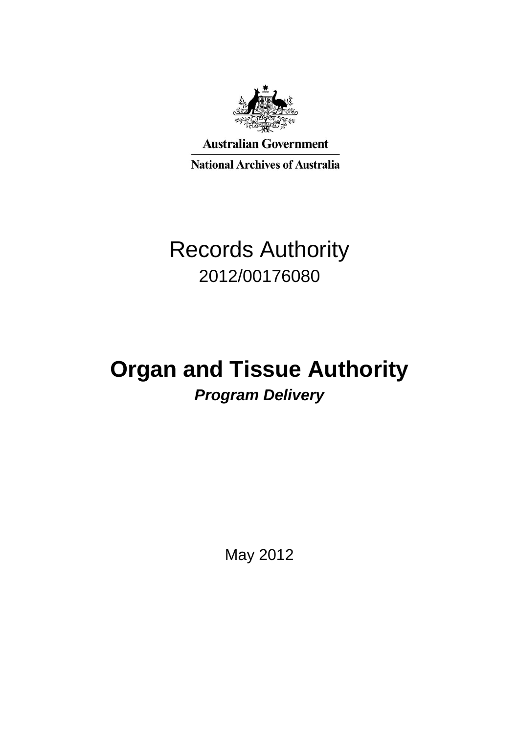Australian Government

National Archives of Australia

# Records Authority

2012/00176080

# Organ and Tissue Authority

***Program Delivery***

May 2012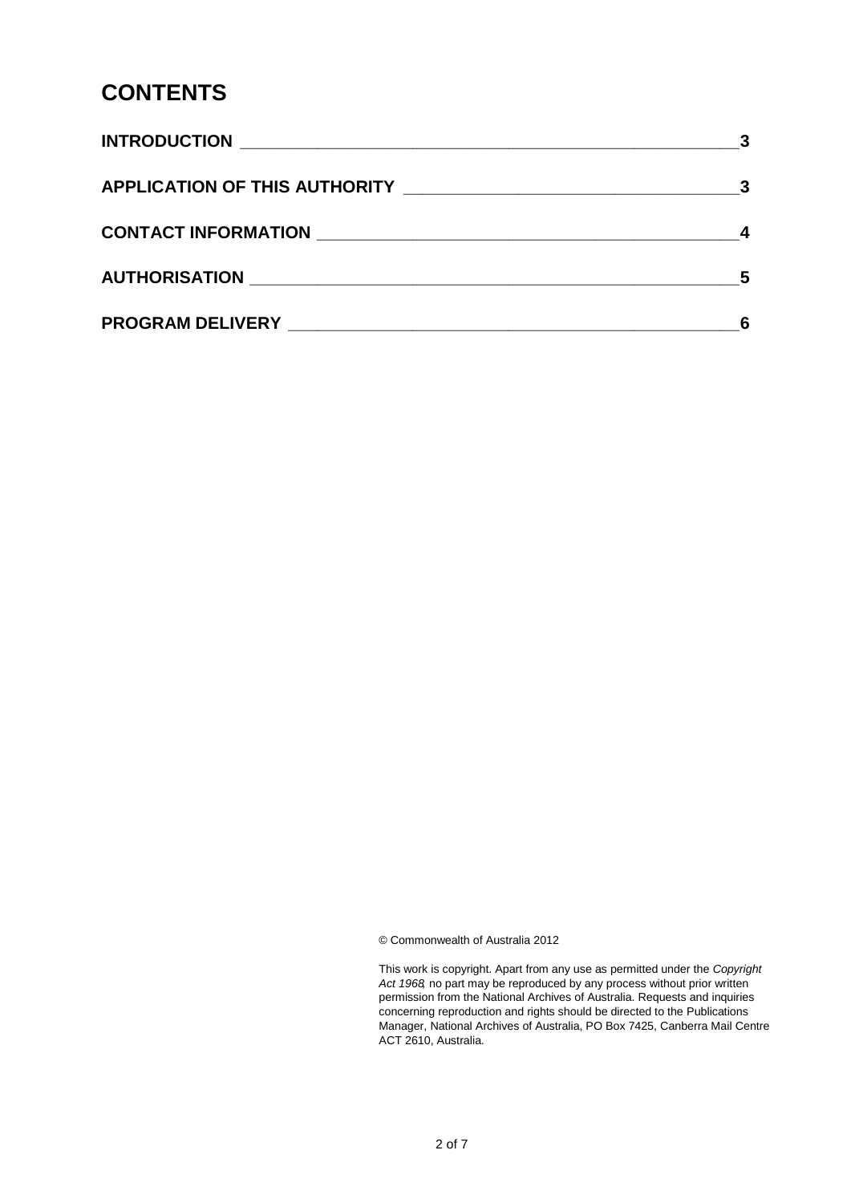# CONTENTS

| | |
|---|---|
| **INTRODUCTION** | **3** |
| **APPLICATION OF THIS AUTHORITY** | **3** |
| **CONTACT INFORMATION** | **4** |
| **AUTHORISATION** | **5** |
| **PROGRAM DELIVERY** | **6** |

© Commonwealth of Australia 2012

This work is copyright. Apart from any use as permitted under the *Copyright Act 1968*, no part may be reproduced by any process without prior written permission from the National Archives of Australia. Requests and inquiries concerning reproduction and rights should be directed to the Publications Manager, National Archives of Australia, PO Box 7425, Canberra Mail Centre ACT 2610, Australia.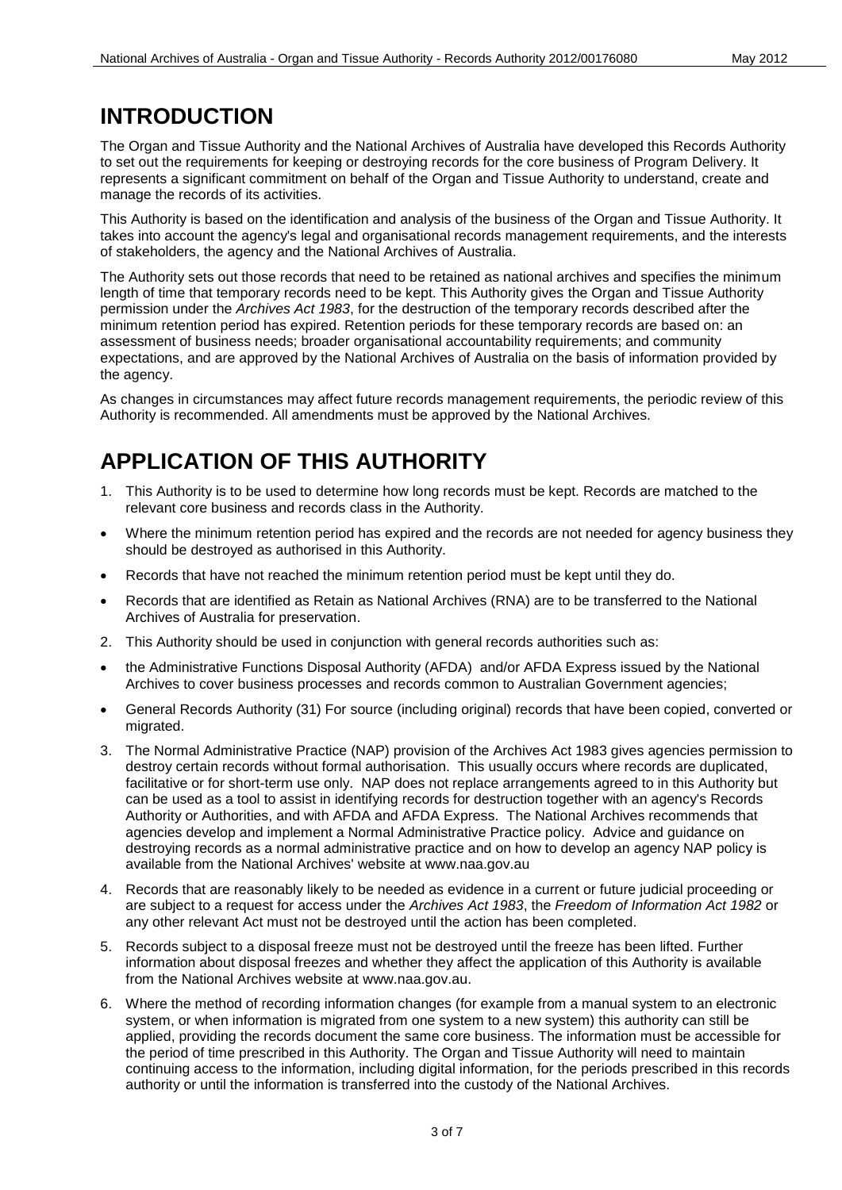# INTRODUCTION

The Organ and Tissue Authority and the National Archives of Australia have developed this Records Authority to set out the requirements for keeping or destroying records for the core business of Program Delivery. It represents a significant commitment on behalf of the Organ and Tissue Authority to understand, create and manage the records of its activities.

This Authority is based on the identification and analysis of the business of the Organ and Tissue Authority. It takes into account the agency's legal and organisational records management requirements, and the interests of stakeholders, the agency and the National Archives of Australia.

The Authority sets out those records that need to be retained as national archives and specifies the minimum length of time that temporary records need to be kept. This Authority gives the Organ and Tissue Authority permission under the *Archives Act 1983*, for the destruction of the temporary records described after the minimum retention period has expired. Retention periods for these temporary records are based on: an assessment of business needs; broader organisational accountability requirements; and community expectations, and are approved by the National Archives of Australia on the basis of information provided by the agency.

As changes in circumstances may affect future records management requirements, the periodic review of this Authority is recommended. All amendments must be approved by the National Archives.

# APPLICATION OF THIS AUTHORITY

1. This Authority is to be used to determine how long records must be kept. Records are matched to the relevant core business and records class in the Authority.

- Where the minimum retention period has expired and the records are not needed for agency business they should be destroyed as authorised in this Authority.
- Records that have not reached the minimum retention period must be kept until they do.
- Records that are identified as Retain as National Archives (RNA) are to be transferred to the National Archives of Australia for preservation.

2. This Authority should be used in conjunction with general records authorities such as:

- the Administrative Functions Disposal Authority (AFDA) and/or AFDA Express issued by the National Archives to cover business processes and records common to Australian Government agencies;
- General Records Authority (31) For source (including original) records that have been copied, converted or migrated.

3. The Normal Administrative Practice (NAP) provision of the Archives Act 1983 gives agencies permission to destroy certain records without formal authorisation. This usually occurs where records are duplicated, facilitative or for short-term use only. NAP does not replace arrangements agreed to in this Authority but can be used as a tool to assist in identifying records for destruction together with an agency's Records Authority or Authorities, and with AFDA and AFDA Express. The National Archives recommends that agencies develop and implement a Normal Administrative Practice policy. Advice and guidance on destroying records as a normal administrative practice and on how to develop an agency NAP policy is available from the National Archives' website at www.naa.gov.au

4. Records that are reasonably likely to be needed as evidence in a current or future judicial proceeding or are subject to a request for access under the *Archives Act 1983*, the *Freedom of Information Act 1982* or any other relevant Act must not be destroyed until the action has been completed.

5. Records subject to a disposal freeze must not be destroyed until the freeze has been lifted. Further information about disposal freezes and whether they affect the application of this Authority is available from the National Archives website at www.naa.gov.au.

6. Where the method of recording information changes (for example from a manual system to an electronic system, or when information is migrated from one system to a new system) this authority can still be applied, providing the records document the same core business. The information must be accessible for the period of time prescribed in this Authority. The Organ and Tissue Authority will need to maintain continuing access to the information, including digital information, for the periods prescribed in this records authority or until the information is transferred into the custody of the National Archives.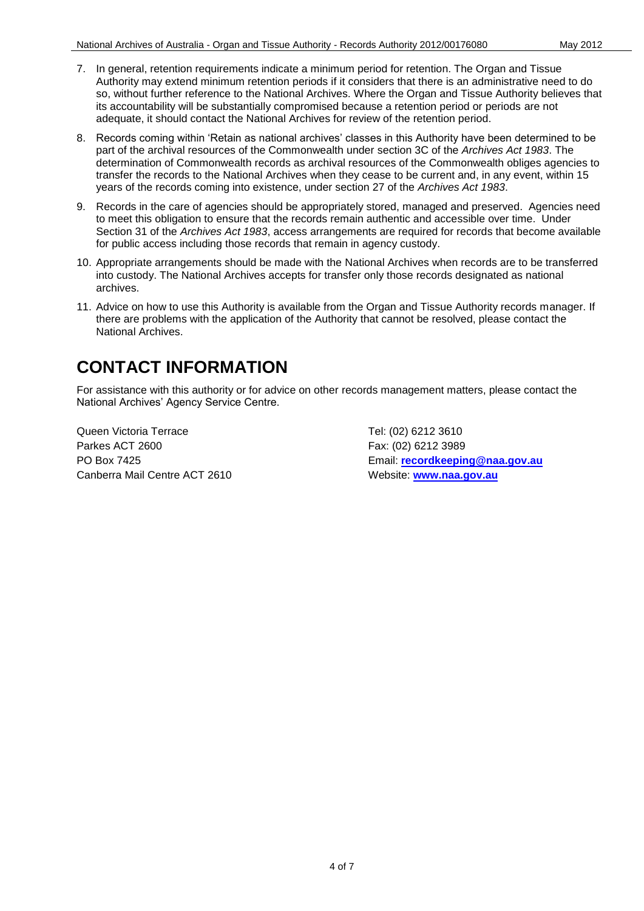7. In general, retention requirements indicate a minimum period for retention. The Organ and Tissue Authority may extend minimum retention periods if it considers that there is an administrative need to do so, without further reference to the National Archives. Where the Organ and Tissue Authority believes that its accountability will be substantially compromised because a retention period or periods are not adequate, it should contact the National Archives for review of the retention period.

8. Records coming within 'Retain as national archives' classes in this Authority have been determined to be part of the archival resources of the Commonwealth under section 3C of the *Archives Act 1983*. The determination of Commonwealth records as archival resources of the Commonwealth obliges agencies to transfer the records to the National Archives when they cease to be current and, in any event, within 15 years of the records coming into existence, under section 27 of the *Archives Act 1983*.

9. Records in the care of agencies should be appropriately stored, managed and preserved. Agencies need to meet this obligation to ensure that the records remain authentic and accessible over time. Under Section 31 of the *Archives Act 1983*, access arrangements are required for records that become available for public access including those records that remain in agency custody.

10. Appropriate arrangements should be made with the National Archives when records are to be transferred into custody. The National Archives accepts for transfer only those records designated as national archives.

11. Advice on how to use this Authority is available from the Organ and Tissue Authority records manager. If there are problems with the application of the Authority that cannot be resolved, please contact the National Archives.

# CONTACT INFORMATION

For assistance with this authority or for advice on other records management matters, please contact the National Archives' Agency Service Centre.

Queen Victoria Terrace
Parkes ACT 2600
PO Box 7425
Canberra Mail Centre ACT 2610

Tel: (02) 6212 3610
Fax: (02) 6212 3989
Email: **recordkeeping@naa.gov.au**
Website: **www.naa.gov.au**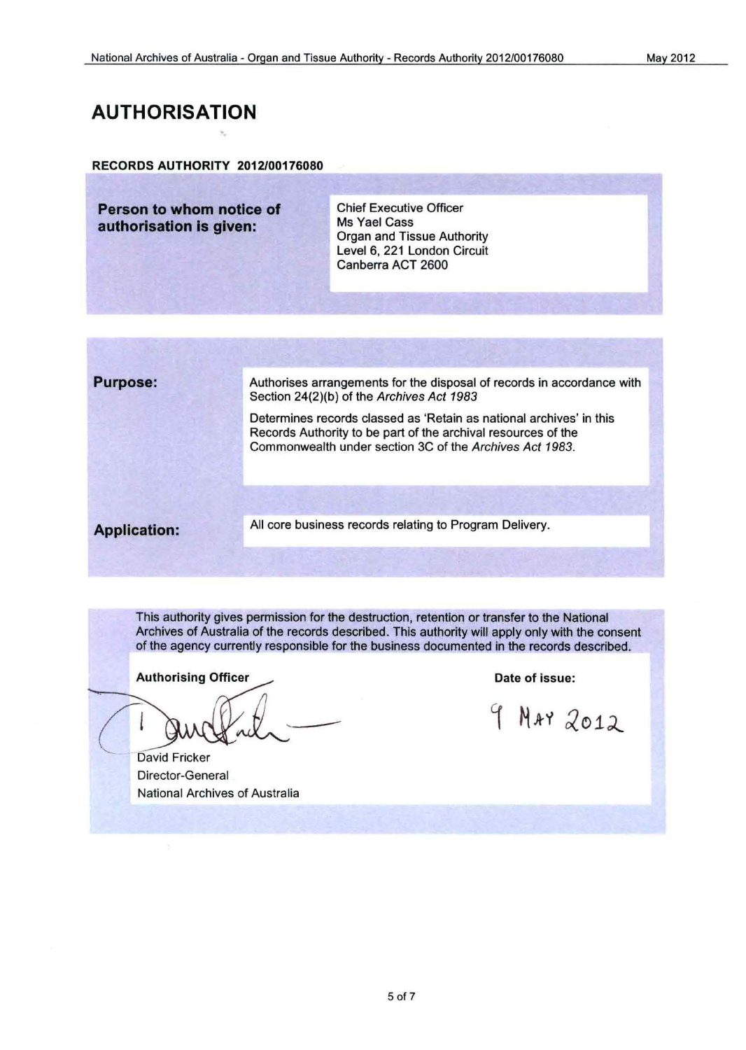# AUTHORISATION

**RECORDS AUTHORITY 2012/00176080**

| | |
|---|---|
| **Person to whom notice of authorisation is given:** | Chief Executive Officer<br>Ms Yael Cass<br>Organ and Tissue Authority<br>Level 6, 221 London Circuit<br>Canberra ACT 2600 |

| | |
|---|---|
| **Purpose:** | Authorises arrangements for the disposal of records in accordance with Section 24(2)(b) of the *Archives Act 1983*<br><br>Determines records classed as 'Retain as national archives' in this Records Authority to be part of the archival resources of the Commonwealth under section 3C of the *Archives Act 1983*. |
| **Application:** | All core business records relating to Program Delivery. |

This authority gives permission for the destruction, retention or transfer to the National Archives of Australia of the records described. This authority will apply only with the consent of the agency currently responsible for the business documented in the records described.

| **Authorising Officer** | **Date of issue:** |
|---|---|
| David Fricker<br>Director-General<br>National Archives of Australia | 9 MAY 2012 |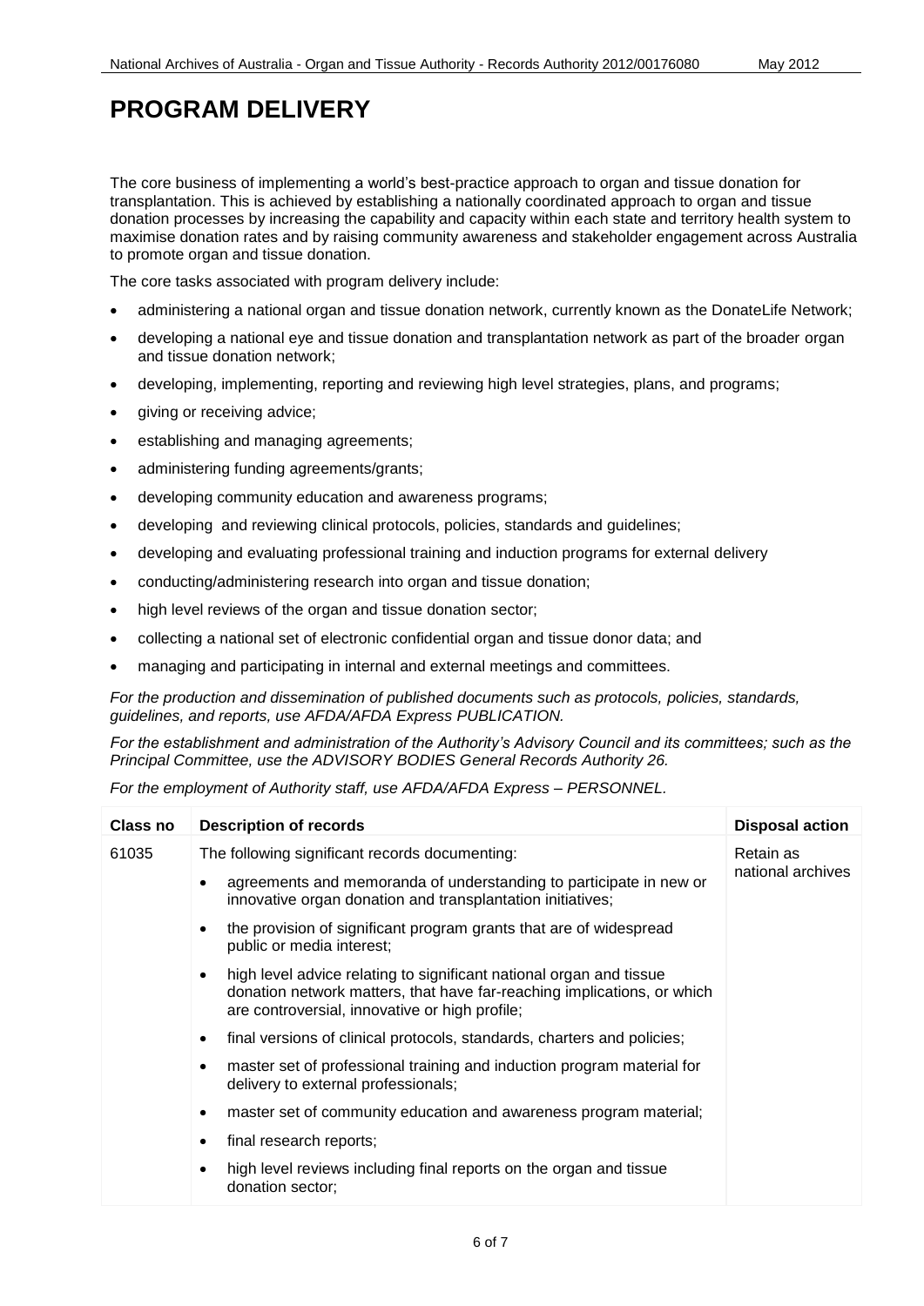# PROGRAM DELIVERY

The core business of implementing a world's best-practice approach to organ and tissue donation for transplantation. This is achieved by establishing a nationally coordinated approach to organ and tissue donation processes by increasing the capability and capacity within each state and territory health system to maximise donation rates and by raising community awareness and stakeholder engagement across Australia to promote organ and tissue donation.

The core tasks associated with program delivery include:

- administering a national organ and tissue donation network, currently known as the DonateLife Network;
- developing a national eye and tissue donation and transplantation network as part of the broader organ and tissue donation network;
- developing, implementing, reporting and reviewing high level strategies, plans, and programs;
- giving or receiving advice;
- establishing and managing agreements;
- administering funding agreements/grants;
- developing community education and awareness programs;
- developing and reviewing clinical protocols, policies, standards and guidelines;
- developing and evaluating professional training and induction programs for external delivery
- conducting/administering research into organ and tissue donation;
- high level reviews of the organ and tissue donation sector;
- collecting a national set of electronic confidential organ and tissue donor data; and
- managing and participating in internal and external meetings and committees.

*For the production and dissemination of published documents such as protocols, policies, standards, guidelines, and reports, use AFDA/AFDA Express PUBLICATION.*

*For the establishment and administration of the Authority's Advisory Council and its committees; such as the Principal Committee, use the ADVISORY BODIES General Records Authority 26.*

*For the employment of Authority staff, use AFDA/AFDA Express – PERSONNEL.*

| Class no | Description of records | Disposal action |
|---|---|---|
| 61035 | The following significant records documenting:<br>• agreements and memoranda of understanding to participate in new or innovative organ donation and transplantation initiatives;<br>• the provision of significant program grants that are of widespread public or media interest;<br>• high level advice relating to significant national organ and tissue donation network matters, that have far-reaching implications, or which are controversial, innovative or high profile;<br>• final versions of clinical protocols, standards, charters and policies;<br>• master set of professional training and induction program material for delivery to external professionals;<br>• master set of community education and awareness program material;<br>• final research reports;<br>• high level reviews including final reports on the organ and tissue donation sector; | Retain as national archives |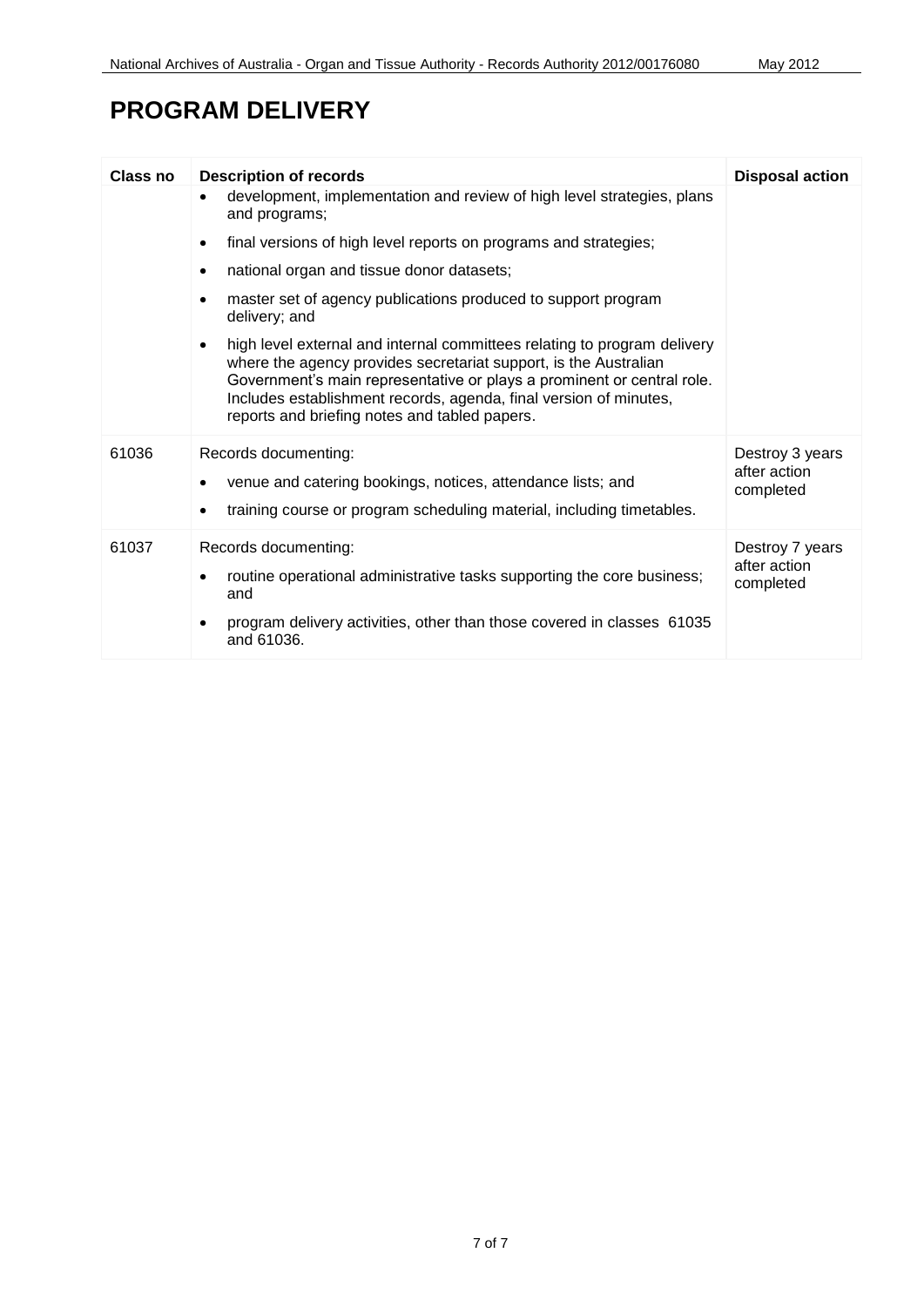# PROGRAM DELIVERY

| Class no | Description of records | Disposal action |
|---|---|---|
| | • development, implementation and review of high level strategies, plans and programs;<br>• final versions of high level reports on programs and strategies;<br>• national organ and tissue donor datasets;<br>• master set of agency publications produced to support program delivery; and<br>• high level external and internal committees relating to program delivery where the agency provides secretariat support, is the Australian Government's main representative or plays a prominent or central role. Includes establishment records, agenda, final version of minutes, reports and briefing notes and tabled papers. | |
| 61036 | Records documenting:<br>• venue and catering bookings, notices, attendance lists; and<br>• training course or program scheduling material, including timetables. | Destroy 3 years after action completed |
| 61037 | Records documenting:<br>• routine operational administrative tasks supporting the core business; and<br>• program delivery activities, other than those covered in classes 61035 and 61036. | Destroy 7 years after action completed |